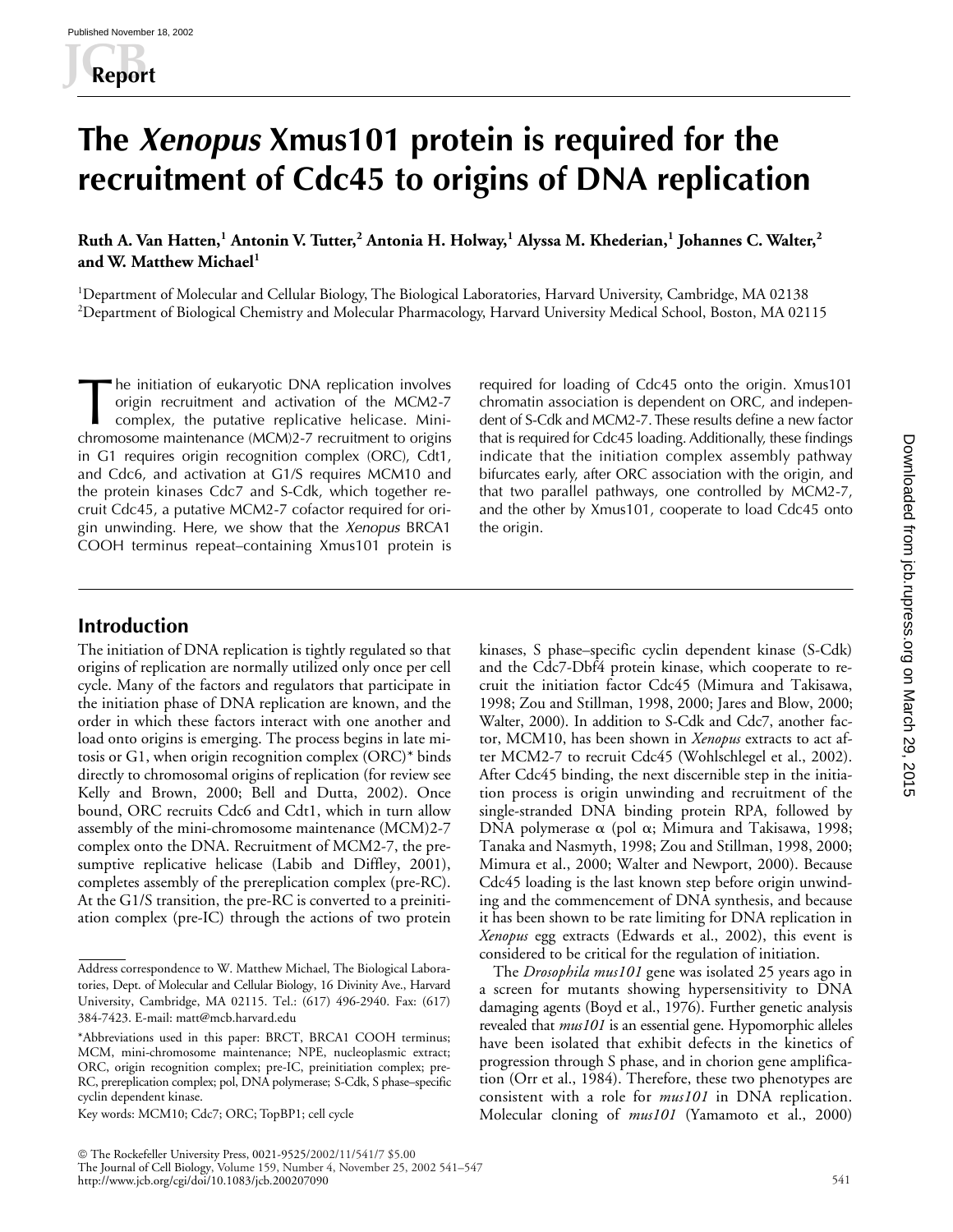# The *Xenopus* Xmus101 protein is required for the recruitment of Cdc45 to origins of DNA replication

**Ruth A. Van Hatten,[1] Antonin V. Tutter,[2] Antonia H. Holway,[1] Alyssa M. Khederian,[1] Johannes C. Walter,[2] and W. Matthew Michael[1]**

[1]Department of Molecular and Cellular Biology, The Biological Laboratories, Harvard University, Cambridge, MA 02138
[2]Department of Biological Chemistry and Molecular Pharmacology, Harvard University Medical School, Boston, MA 02115

The initiation of eukaryotic DNA replication involves origin recruitment and activation of the MCM2-7 complex, the putative replicative helicase. Minichromosome maintenance (MCM)2-7 recruitment to origins in G1 requires origin recognition complex (ORC), Cdt1, and Cdc6, and activation at G1/S requires MCM10 and the protein kinases Cdc7 and S-Cdk, which together recruit Cdc45, a putative MCM2-7 cofactor required for origin unwinding. Here, we show that the *Xenopus* BRCA1 COOH terminus repeat–containing Xmus101 protein is required for loading of Cdc45 onto the origin. Xmus101 chromatin association is dependent on ORC, and independent of S-Cdk and MCM2-7. These results define a new factor that is required for Cdc45 loading. Additionally, these findings indicate that the initiation complex assembly pathway bifurcates early, after ORC association with the origin, and that two parallel pathways, one controlled by MCM2-7, and the other by Xmus101, cooperate to load Cdc45 onto the origin.

## Introduction

The initiation of DNA replication is tightly regulated so that origins of replication are normally utilized only once per cell cycle. Many of the factors and regulators that participate in the initiation phase of DNA replication are known, and the order in which these factors interact with one another and load onto origins is emerging. The process begins in late mitosis or G1, when origin recognition complex (ORC)* binds directly to chromosomal origins of replication (for review see Kelly and Brown, 2000; Bell and Dutta, 2002). Once bound, ORC recruits Cdc6 and Cdt1, which in turn allow assembly of the mini-chromosome maintenance (MCM)2-7 complex onto the DNA. Recruitment of MCM2-7, the presumptive replicative helicase (Labib and Diffley, 2001), completes assembly of the prereplication complex (pre-RC). At the G1/S transition, the pre-RC is converted to a preinitiation complex (pre-IC) through the actions of two protein kinases, S phase–specific cyclin dependent kinase (S-Cdk) and the Cdc7-Dbf4 protein kinase, which cooperate to recruit the initiation factor Cdc45 (Mimura and Takisawa, 1998; Zou and Stillman, 1998, 2000; Jares and Blow, 2000; Walter, 2000). In addition to S-Cdk and Cdc7, another factor, MCM10, has been shown in *Xenopus* extracts to act after MCM2-7 to recruit Cdc45 (Wohlschlegel et al., 2002). After Cdc45 binding, the next discernible step in the initiation process is origin unwinding and recruitment of the single-stranded DNA binding protein RPA, followed by DNA polymerase α (pol α; Mimura and Takisawa, 1998; Tanaka and Nasmyth, 1998; Zou and Stillman, 1998, 2000; Mimura et al., 2000; Walter and Newport, 2000). Because Cdc45 loading is the last known step before origin unwinding and the commencement of DNA synthesis, and because it has been shown to be rate limiting for DNA replication in *Xenopus* egg extracts (Edwards et al., 2002), this event is considered to be critical for the regulation of initiation.

The *Drosophila mus101* gene was isolated 25 years ago in a screen for mutants showing hypersensitivity to DNA damaging agents (Boyd et al., 1976). Further genetic analysis revealed that *mus101* is an essential gene. Hypomorphic alleles have been isolated that exhibit defects in the kinetics of progression through S phase, and in chorion gene amplification (Orr et al., 1984). Therefore, these two phenotypes are consistent with a role for *mus101* in DNA replication. Molecular cloning of *mus101* (Yamamoto et al., 2000)

Address correspondence to W. Matthew Michael, The Biological Laboratories, Dept. of Molecular and Cellular Biology, 16 Divinity Ave., Harvard University, Cambridge, MA 02115. Tel.: (617) 496-2940. Fax: (617) 384-7423. E-mail: matt@mcb.harvard.edu

*Abbreviations used in this paper: BRCT, BRCA1 COOH terminus; MCM, mini-chromosome maintenance; NPE, nucleoplasmic extract; ORC, origin recognition complex; pre-IC, preinitiation complex; pre-RC, prereplication complex; pol, DNA polymerase; S-Cdk, S phase–specific cyclin dependent kinase.

Key words: MCM10; Cdc7; ORC; TopBP1; cell cycle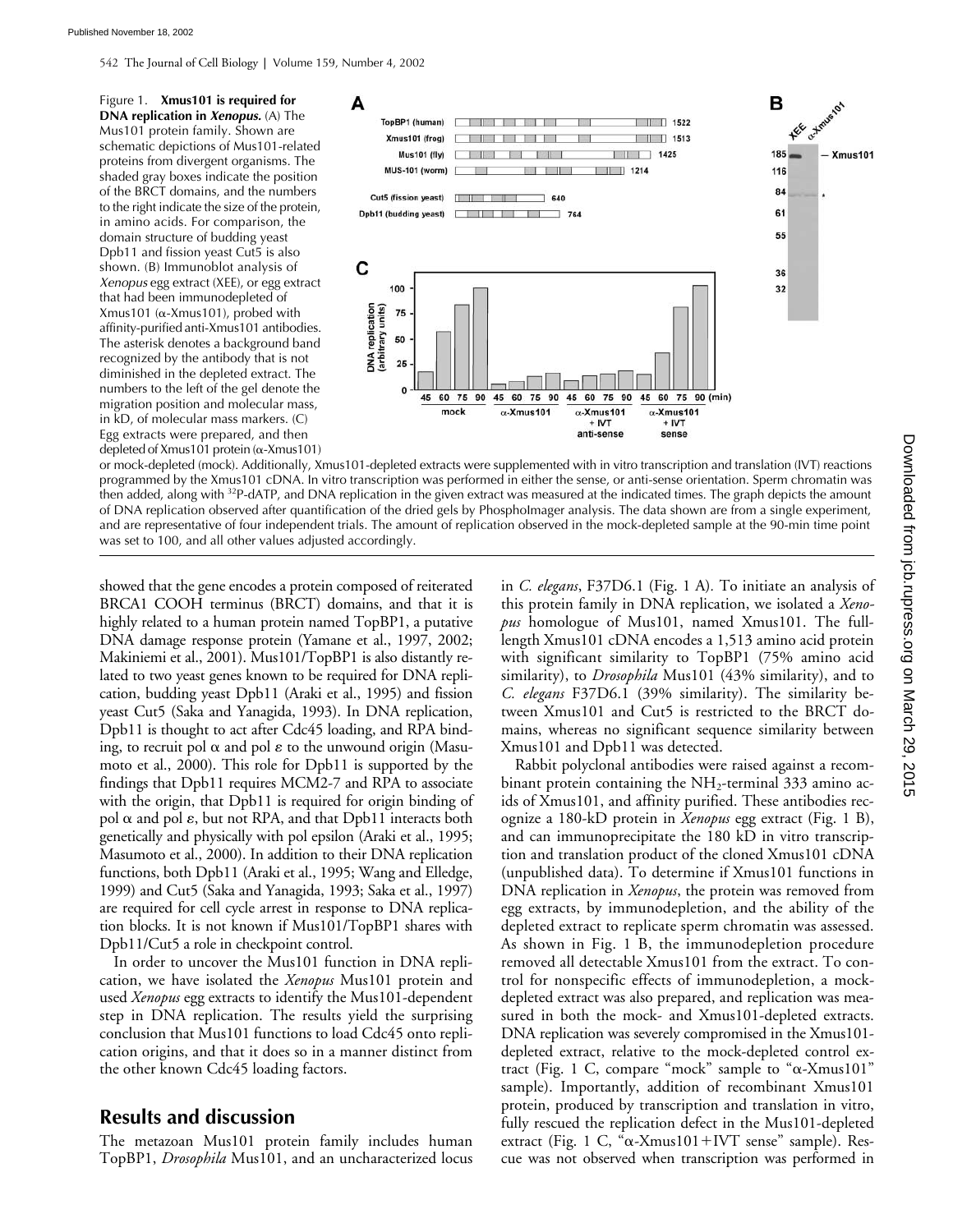Figure 1. **Xmus101 is required for DNA replication in *Xenopus*.** (A) The Mus101 protein family. Shown are schematic depictions of Mus101-related proteins from divergent organisms. The shaded gray boxes indicate the position of the BRCT domains, and the numbers to the right indicate the size of the protein, in amino acids. For comparison, the domain structure of budding yeast Dpb11 and fission yeast Cut5 is also shown. (B) Immunoblot analysis of *Xenopus* egg extract (XEE), or egg extract that had been immunodepleted of Xmus101 (α-Xmus101), probed with affinity-purified anti-Xmus101 antibodies. The asterisk denotes a background band recognized by the antibody that is not diminished in the depleted extract. The numbers to the left of the gel denote the migration position and molecular mass, in kD, of molecular mass markers. (C) Egg extracts were prepared, and then depleted of Xmus101 protein (α-Xmus101) or mock-depleted (mock). Additionally, Xmus101-depleted extracts were supplemented with in vitro transcription and translation (IVT) reactions programmed by the Xmus101 cDNA. In vitro transcription was performed in either the sense, or anti-sense orientation. Sperm chromatin was then added, along with $^{32}$P-dATP, and DNA replication in the given extract was measured at the indicated times. The graph depicts the amount of DNA replication observed after quantification of the dried gels by PhosphoImager analysis. The data shown are from a single experiment, and are representative of four independent trials. The amount of replication observed in the mock-depleted sample at the 90-min time point was set to 100, and all other values adjusted accordingly.

showed that the gene encodes a protein composed of reiterated BRCA1 COOH terminus (BRCT) domains, and that it is highly related to a human protein named TopBP1, a putative DNA damage response protein (Yamane et al., 1997, 2002; Makiniemi et al., 2001). Mus101/TopBP1 is also distantly related to two yeast genes known to be required for DNA replication, budding yeast Dpb11 (Araki et al., 1995) and fission yeast Cut5 (Saka and Yanagida, 1993). In DNA replication, Dpb11 is thought to act after Cdc45 loading, and RPA binding, to recruit pol α and pol ε to the unwound origin (Masumoto et al., 2000). This role for Dpb11 is supported by the findings that Dpb11 requires MCM2-7 and RPA to associate with the origin, that Dpb11 is required for origin binding of pol α and pol ε, but not RPA, and that Dpb11 interacts both genetically and physically with pol epsilon (Araki et al., 1995; Masumoto et al., 2000). In addition to their DNA replication functions, both Dpb11 (Araki et al., 1995; Wang and Elledge, 1999) and Cut5 (Saka and Yanagida, 1993; Saka et al., 1997) are required for cell cycle arrest in response to DNA replication blocks. It is not known if Mus101/TopBP1 shares with Dpb11/Cut5 a role in checkpoint control.

In order to uncover the Mus101 function in DNA replication, we have isolated the *Xenopus* Mus101 protein and used *Xenopus* egg extracts to identify the Mus101-dependent step in DNA replication. The results yield the surprising conclusion that Mus101 functions to load Cdc45 onto replication origins, and that it does so in a manner distinct from the other known Cdc45 loading factors.

## Results and discussion

The metazoan Mus101 protein family includes human TopBP1, *Drosophila* Mus101, and an uncharacterized locus in *C. elegans*, F37D6.1 (Fig. 1 A). To initiate an analysis of this protein family in DNA replication, we isolated a *Xenopus* homologue of Mus101, named Xmus101. The full-length Xmus101 cDNA encodes a 1,513 amino acid protein with significant similarity to TopBP1 (75% amino acid similarity), to *Drosophila* Mus101 (43% similarity), and to *C. elegans* F37D6.1 (39% similarity). The similarity between Xmus101 and Cut5 is restricted to the BRCT domains, whereas no significant sequence similarity between Xmus101 and Dpb11 was detected.

Rabbit polyclonal antibodies were raised against a recombinant protein containing the $NH_2$-terminal 333 amino acids of Xmus101, and affinity purified. These antibodies recognize a 180-kD protein in *Xenopus* egg extract (Fig. 1 B), and can immunoprecipitate the 180 kD in vitro transcription and translation product of the cloned Xmus101 cDNA (unpublished data). To determine if Xmus101 functions in DNA replication in *Xenopus*, the protein was removed from egg extracts, by immunodepletion, and the ability of the depleted extract to replicate sperm chromatin was assessed. As shown in Fig. 1 B, the immunodepletion procedure removed all detectable Xmus101 from the extract. To control for nonspecific effects of immunodepletion, a mock-depleted extract was also prepared, and replication was measured in both the mock- and Xmus101-depleted extracts. DNA replication was severely compromised in the Xmus101-depleted extract, relative to the mock-depleted control extract (Fig. 1 C, compare "mock" sample to "α-Xmus101" sample). Importantly, addition of recombinant Xmus101 protein, produced by transcription and translation in vitro, fully rescued the replication defect in the Mus101-depleted extract (Fig. 1 C, "α-Xmus101+IVT sense" sample). Rescue was not observed when transcription was performed in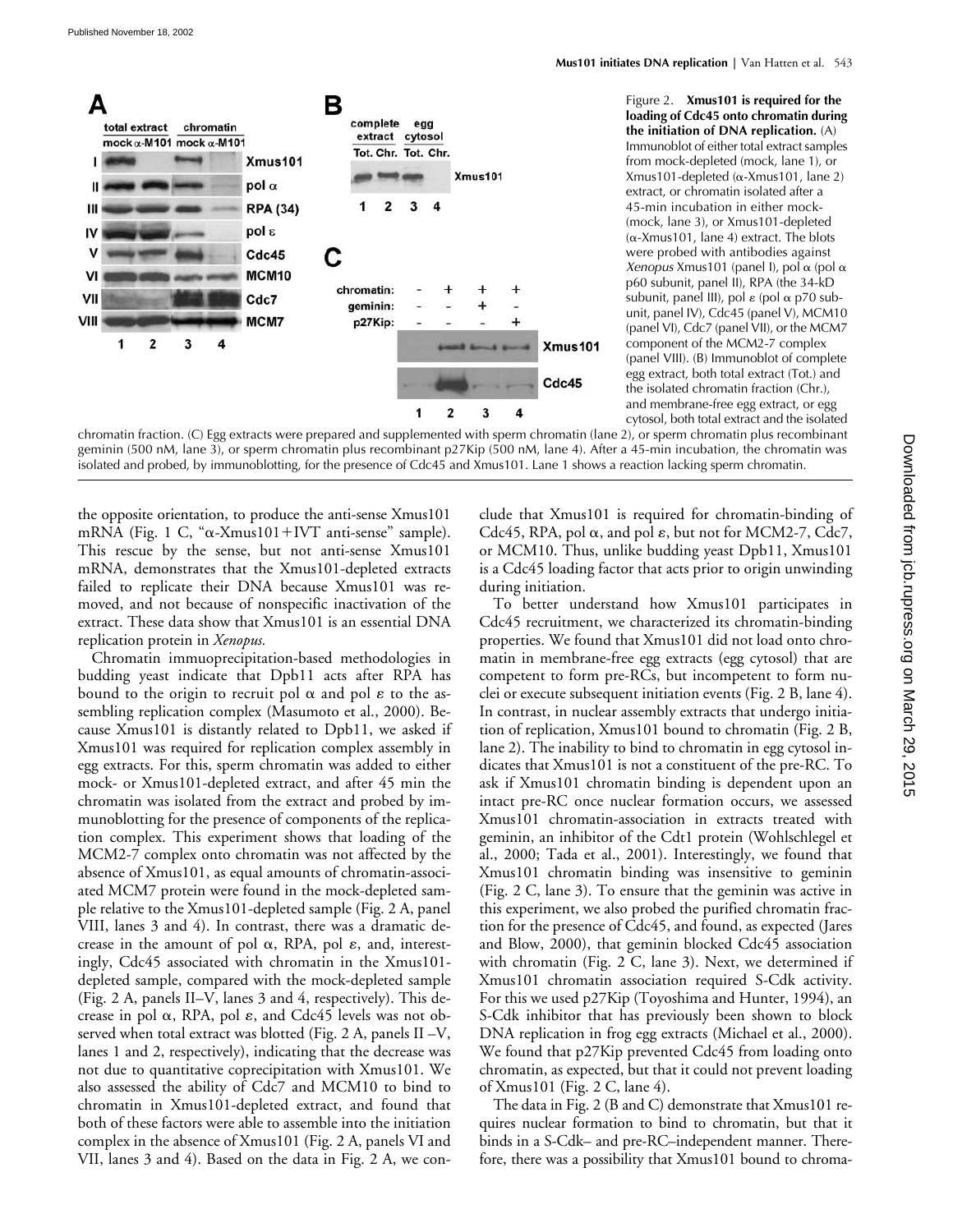Figure 2. **Xmus101 is required for the loading of Cdc45 onto chromatin during the initiation of DNA replication.** (A) Immunoblot of either total extract samples from mock-depleted (mock, lane 1), or Xmus101-depleted (α-Xmus101, lane 2) extract, or chromatin isolated after a 45-min incubation in either mock- (mock, lane 3), or Xmus101-depleted (α-Xmus101, lane 4) extract. The blots were probed with antibodies against *Xenopus* Xmus101 (panel I), pol α (pol α p60 subunit, panel II), RPA (the 34-kD subunit, panel III), pol ε (pol α p70 subunit, panel IV), Cdc45 (panel V), MCM10 (panel VI), Cdc7 (panel VII), or the MCM7 component of the MCM2-7 complex (panel VIII). (B) Immunoblot of complete egg extract, both total extract (Tot.) and the isolated chromatin fraction (Chr.), and membrane-free egg extract, or egg cytosol, both total extract and the isolated chromatin fraction. (C) Egg extracts were prepared and supplemented with sperm chromatin (lane 2), or sperm chromatin plus recombinant geminin (500 nM, lane 3), or sperm chromatin plus recombinant p27Kip (500 nM, lane 4). After a 45-min incubation, the chromatin was isolated and probed, by immunoblotting, for the presence of Cdc45 and Xmus101. Lane 1 shows a reaction lacking sperm chromatin.

the opposite orientation, to produce the anti-sense Xmus101 mRNA (Fig. 1 C, "α-Xmus101+IVT anti-sense" sample). This rescue by the sense, but not anti-sense Xmus101 mRNA, demonstrates that the Xmus101-depleted extracts failed to replicate their DNA because Xmus101 was removed, and not because of nonspecific inactivation of the extract. These data show that Xmus101 is an essential DNA replication protein in *Xenopus.*

Chromatin immuoprecipitation-based methodologies in budding yeast indicate that Dpb11 acts after RPA has bound to the origin to recruit pol α and pol ε to the assembling replication complex (Masumoto et al., 2000). Because Xmus101 is distantly related to Dpb11, we asked if Xmus101 was required for replication complex assembly in egg extracts. For this, sperm chromatin was added to either mock- or Xmus101-depleted extract, and after 45 min the chromatin was isolated from the extract and probed by immunoblotting for the presence of components of the replication complex. This experiment shows that loading of the MCM2-7 complex onto chromatin was not affected by the absence of Xmus101, as equal amounts of chromatin-associated MCM7 protein were found in the mock-depleted sample relative to the Xmus101-depleted sample (Fig. 2 A, panel VIII, lanes 3 and 4). In contrast, there was a dramatic decrease in the amount of pol α, RPA, pol ε, and, interestingly, Cdc45 associated with chromatin in the Xmus101-depleted sample, compared with the mock-depleted sample (Fig. 2 A, panels II–V, lanes 3 and 4, respectively). This decrease in pol α, RPA, pol ε, and Cdc45 levels was not observed when total extract was blotted (Fig. 2 A, panels II –V, lanes 1 and 2, respectively), indicating that the decrease was not due to quantitative coprecipitation with Xmus101. We also assessed the ability of Cdc7 and MCM10 to bind to chromatin in Xmus101-depleted extract, and found that both of these factors were able to assemble into the initiation complex in the absence of Xmus101 (Fig. 2 A, panels VI and VII, lanes 3 and 4). Based on the data in Fig. 2 A, we conclude that Xmus101 is required for chromatin-binding of Cdc45, RPA, pol α, and pol ε, but not for MCM2-7, Cdc7, or MCM10. Thus, unlike budding yeast Dpb11, Xmus101 is a Cdc45 loading factor that acts prior to origin unwinding during initiation.

To better understand how Xmus101 participates in Cdc45 recruitment, we characterized its chromatin-binding properties. We found that Xmus101 did not load onto chromatin in membrane-free egg extracts (egg cytosol) that are competent to form pre-RCs, but incompetent to form nuclei or execute subsequent initiation events (Fig. 2 B, lane 4). In contrast, in nuclear assembly extracts that undergo initiation of replication, Xmus101 bound to chromatin (Fig. 2 B, lane 2). The inability to bind to chromatin in egg cytosol indicates that Xmus101 is not a constituent of the pre-RC. To ask if Xmus101 chromatin binding is dependent upon an intact pre-RC once nuclear formation occurs, we assessed Xmus101 chromatin-association in extracts treated with geminin, an inhibitor of the Cdt1 protein (Wohlschlegel et al., 2000; Tada et al., 2001). Interestingly, we found that Xmus101 chromatin binding was insensitive to geminin (Fig. 2 C, lane 3). To ensure that the geminin was active in this experiment, we also probed the purified chromatin fraction for the presence of Cdc45, and found, as expected (Jares and Blow, 2000), that geminin blocked Cdc45 association with chromatin (Fig. 2 C, lane 3). Next, we determined if Xmus101 chromatin association required S-Cdk activity. For this we used p27Kip (Toyoshima and Hunter, 1994), an S-Cdk inhibitor that has previously been shown to block DNA replication in frog egg extracts (Michael et al., 2000). We found that p27Kip prevented Cdc45 from loading onto chromatin, as expected, but that it could not prevent loading of Xmus101 (Fig. 2 C, lane 4).

The data in Fig. 2 (B and C) demonstrate that Xmus101 requires nuclear formation to bind to chromatin, but that it binds in a S-Cdk– and pre-RC–independent manner. Therefore, there was a possibility that Xmus101 bound to chroma-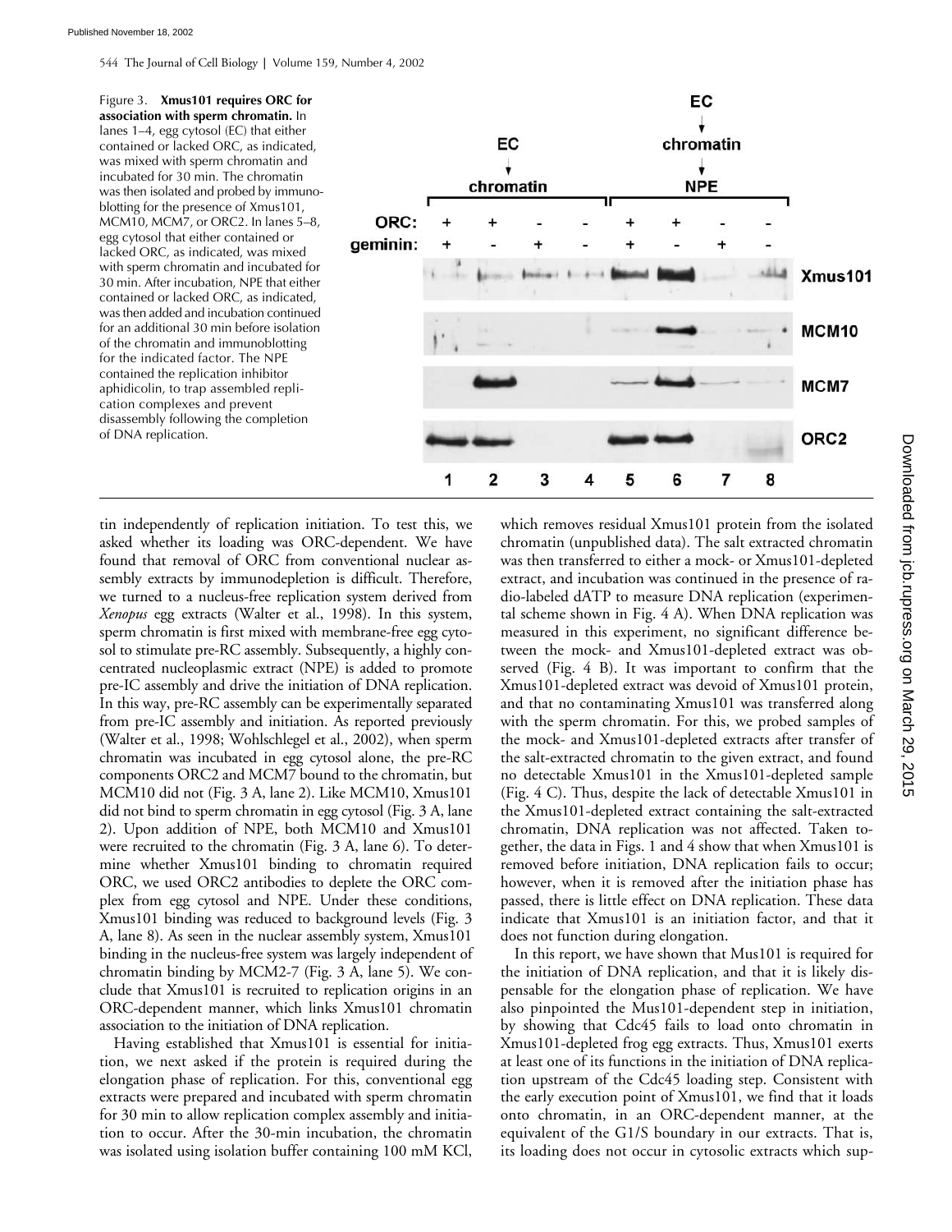Figure 3. **Xmus101 requires ORC for association with sperm chromatin.** In lanes 1–4, egg cytosol (EC) that either contained or lacked ORC, as indicated, was mixed with sperm chromatin and incubated for 30 min. The chromatin was then isolated and probed by immunoblotting for the presence of Xmus101, MCM10, MCM7, or ORC2. In lanes 5–8, egg cytosol that either contained or lacked ORC, as indicated, was mixed with sperm chromatin and incubated for 30 min. After incubation, NPE that either contained or lacked ORC, as indicated, was then added and incubation continued for an additional 30 min before isolation of the chromatin and immunoblotting for the indicated factor. The NPE contained the replication inhibitor aphidicolin, to trap assembled replication complexes and prevent disassembly following the completion of DNA replication.

tin independently of replication initiation. To test this, we asked whether its loading was ORC-dependent. We have found that removal of ORC from conventional nuclear assembly extracts by immunodepletion is difficult. Therefore, we turned to a nucleus-free replication system derived from *Xenopus* egg extracts (Walter et al., 1998). In this system, sperm chromatin is first mixed with membrane-free egg cytosol to stimulate pre-RC assembly. Subsequently, a highly concentrated nucleoplasmic extract (NPE) is added to promote pre-IC assembly and drive the initiation of DNA replication. In this way, pre-RC assembly can be experimentally separated from pre-IC assembly and initiation. As reported previously (Walter et al., 1998; Wohlschlegel et al., 2002), when sperm chromatin was incubated in egg cytosol alone, the pre-RC components ORC2 and MCM7 bound to the chromatin, but MCM10 did not (Fig. 3 A, lane 2). Like MCM10, Xmus101 did not bind to sperm chromatin in egg cytosol (Fig. 3 A, lane 2). Upon addition of NPE, both MCM10 and Xmus101 were recruited to the chromatin (Fig. 3 A, lane 6). To determine whether Xmus101 binding to chromatin required ORC, we used ORC2 antibodies to deplete the ORC complex from egg cytosol and NPE. Under these conditions, Xmus101 binding was reduced to background levels (Fig. 3 A, lane 8). As seen in the nuclear assembly system, Xmus101 binding in the nucleus-free system was largely independent of chromatin binding by MCM2-7 (Fig. 3 A, lane 5). We conclude that Xmus101 is recruited to replication origins in an ORC-dependent manner, which links Xmus101 chromatin association to the initiation of DNA replication.

Having established that Xmus101 is essential for initiation, we next asked if the protein is required during the elongation phase of replication. For this, conventional egg extracts were prepared and incubated with sperm chromatin for 30 min to allow replication complex assembly and initiation to occur. After the 30-min incubation, the chromatin was isolated using isolation buffer containing 100 mM KCl, which removes residual Xmus101 protein from the isolated chromatin (unpublished data). The salt extracted chromatin was then transferred to either a mock- or Xmus101-depleted extract, and incubation was continued in the presence of radio-labeled dATP to measure DNA replication (experimental scheme shown in Fig. 4 A). When DNA replication was measured in this experiment, no significant difference between the mock- and Xmus101-depleted extract was observed (Fig. 4 B). It was important to confirm that the Xmus101-depleted extract was devoid of Xmus101 protein, and that no contaminating Xmus101 was transferred along with the sperm chromatin. For this, we probed samples of the mock- and Xmus101-depleted extracts after transfer of the salt-extracted chromatin to the given extract, and found no detectable Xmus101 in the Xmus101-depleted sample (Fig. 4 C). Thus, despite the lack of detectable Xmus101 in the Xmus101-depleted extract containing the salt-extracted chromatin, DNA replication was not affected. Taken together, the data in Figs. 1 and 4 show that when Xmus101 is removed before initiation, DNA replication fails to occur; however, when it is removed after the initiation phase has passed, there is little effect on DNA replication. These data indicate that Xmus101 is an initiation factor, and that it does not function during elongation.

In this report, we have shown that Mus101 is required for the initiation of DNA replication, and that it is likely dispensable for the elongation phase of replication. We have also pinpointed the Mus101-dependent step in initiation, by showing that Cdc45 fails to load onto chromatin in Xmus101-depleted frog egg extracts. Thus, Xmus101 exerts at least one of its functions in the initiation of DNA replication upstream of the Cdc45 loading step. Consistent with the early execution point of Xmus101, we find that it loads onto chromatin, in an ORC-dependent manner, at the equivalent of the G1/S boundary in our extracts. That is, its loading does not occur in cytosolic extracts which sup-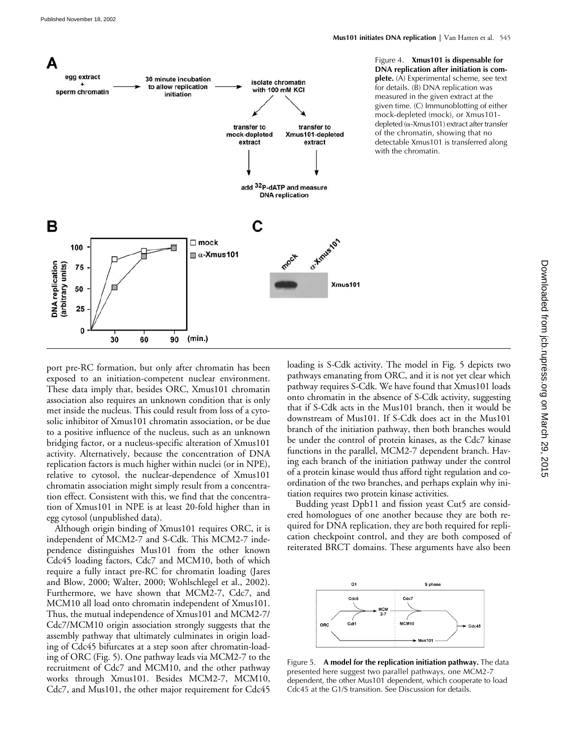Figure 4. **Xmus101 is dispensable for DNA replication after initiation is complete.** (A) Experimental scheme, see text for details. (B) DNA replication was measured in the given extract at the given time. (C) Immunoblotting of either mock-depleted (mock), or Xmus101-depleted (α-Xmus101) extract after transfer of the chromatin, showing that no detectable Xmus101 is transferred along with the chromatin.

port pre-RC formation, but only after chromatin has been exposed to an initiation-competent nuclear environment. These data imply that, besides ORC, Xmus101 chromatin association also requires an unknown condition that is only met inside the nucleus. This could result from loss of a cytosolic inhibitor of Xmus101 chromatin association, or be due to a positive influence of the nucleus, such as an unknown bridging factor, or a nucleus-specific alteration of Xmus101 activity. Alternatively, because the concentration of DNA replication factors is much higher within nuclei (or in NPE), relative to cytosol, the nuclear-dependence of Xmus101 chromatin association might simply result from a concentration effect. Consistent with this, we find that the concentration of Xmus101 in NPE is at least 20-fold higher than in egg cytosol (unpublished data).

Although origin binding of Xmus101 requires ORC, it is independent of MCM2-7 and S-Cdk. This MCM2-7 independence distinguishes Mus101 from the other known Cdc45 loading factors, Cdc7 and MCM10, both of which require a fully intact pre-RC for chromatin loading (Jares and Blow, 2000; Walter, 2000; Wohlschlegel et al., 2002). Furthermore, we have shown that MCM2-7, Cdc7, and MCM10 all load onto chromatin independent of Xmus101. Thus, the mutual independence of Xmus101 and MCM2-7/Cdc7/MCM10 origin association strongly suggests that the assembly pathway that ultimately culminates in origin loading of Cdc45 bifurcates at a step soon after chromatin-loading of ORC (Fig. 5). One pathway leads via MCM2-7 to the recruitment of Cdc7 and MCM10, and the other pathway works through Xmus101. Besides MCM2-7, MCM10, Cdc7, and Mus101, the other major requirement for Cdc45 loading is S-Cdk activity. The model in Fig. 5 depicts two pathways emanating from ORC, and it is not yet clear which pathway requires S-Cdk. We have found that Xmus101 loads onto chromatin in the absence of S-Cdk activity, suggesting that if S-Cdk acts in the Mus101 branch, then it would be downstream of Mus101. If S-Cdk does act in the Mus101 branch of the initiation pathway, then both branches would be under the control of protein kinases, as the Cdc7 kinase functions in the parallel, MCM2-7 dependent branch. Having each branch of the initiation pathway under the control of a protein kinase would thus afford tight regulation and coordination of the two branches, and perhaps explain why initiation requires two protein kinase activities.

Budding yeast Dpb11 and fission yeast Cut5 are considered homologues of one another because they are both required for DNA replication, they are both required for replication checkpoint control, and they are both composed of reiterated BRCT domains. These arguments have also been

Figure 5. **A model for the replication initiation pathway.** The data presented here suggest two parallel pathways, one MCM2-7 dependent, the other Mus101 dependent, which cooperate to load Cdc45 at the G1/S transition. See Discussion for details.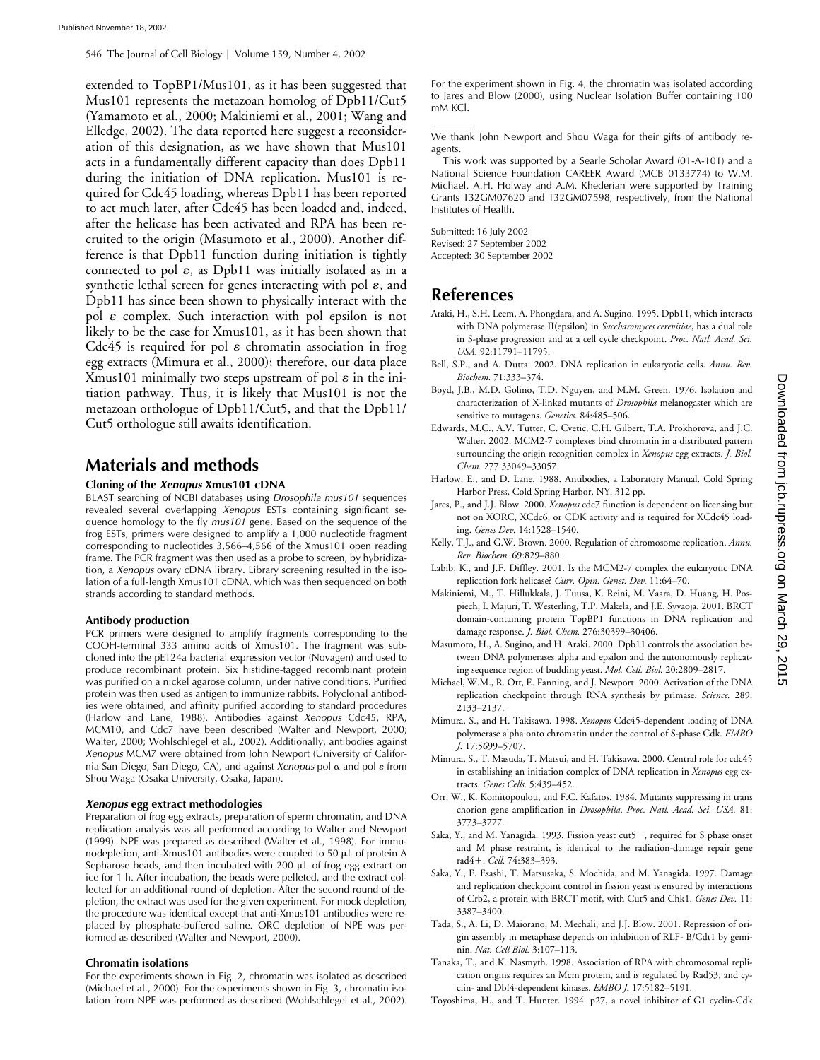extended to TopBP1/Mus101, as it has been suggested that Mus101 represents the metazoan homolog of Dpb11/Cut5 (Yamamoto et al., 2000; Makiniemi et al., 2001; Wang and Elledge, 2002). The data reported here suggest a reconsideration of this designation, as we have shown that Mus101 acts in a fundamentally different capacity than does Dpb11 during the initiation of DNA replication. Mus101 is required for Cdc45 loading, whereas Dpb11 has been reported to act much later, after Cdc45 has been loaded and, indeed, after the helicase has been activated and RPA has been recruited to the origin (Masumoto et al., 2000). Another difference is that Dpb11 function during initiation is tightly connected to pol ε, as Dpb11 was initially isolated as in a synthetic lethal screen for genes interacting with pol ε, and Dpb11 has since been shown to physically interact with the pol ε complex. Such interaction with pol epsilon is not likely to be the case for Xmus101, as it has been shown that Cdc45 is required for pol ε chromatin association in frog egg extracts (Mimura et al., 2000); therefore, our data place Xmus101 minimally two steps upstream of pol ε in the initiation pathway. Thus, it is likely that Mus101 is not the metazoan orthologue of Dpb11/Cut5, and that the Dpb11/Cut5 orthologue still awaits identification.

## Materials and methods

### Cloning of the *Xenopus* Xmus101 cDNA

BLAST searching of NCBI databases using *Drosophila mus101* sequences revealed several overlapping *Xenopus* ESTs containing significant sequence homology to the fly *mus101* gene. Based on the sequence of the frog ESTs, primers were designed to amplify a 1,000 nucleotide fragment corresponding to nucleotides 3,566–4,566 of the Xmus101 open reading frame. The PCR fragment was then used as a probe to screen, by hybridization, a *Xenopus* ovary cDNA library. Library screening resulted in the isolation of a full-length Xmus101 cDNA, which was then sequenced on both strands according to standard methods.

### Antibody production

PCR primers were designed to amplify fragments corresponding to the COOH-terminal 333 amino acids of Xmus101. The fragment was subcloned into the pET24a bacterial expression vector (Novagen) and used to produce recombinant protein. Six histidine-tagged recombinant protein was purified on a nickel agarose column, under native conditions. Purified protein was then used as antigen to immunize rabbits. Polyclonal antibodies were obtained, and affinity purified according to standard procedures (Harlow and Lane, 1988). Antibodies against *Xenopus* Cdc45, RPA, MCM10, and Cdc7 have been described (Walter and Newport, 2000; Walter, 2000; Wohlschlegel et al., 2002). Additionally, antibodies against *Xenopus* MCM7 were obtained from John Newport (University of California San Diego, San Diego, CA), and against *Xenopus* pol α and pol ε from Shou Waga (Osaka University, Osaka, Japan).

### *Xenopus* egg extract methodologies

Preparation of frog egg extracts, preparation of sperm chromatin, and DNA replication analysis was all performed according to Walter and Newport (1999). NPE was prepared as described (Walter et al., 1998). For immunodepletion, anti-Xmus101 antibodies were coupled to 50 μL of protein A Sepharose beads, and then incubated with 200 μL of frog egg extract on ice for 1 h. After incubation, the beads were pelleted, and the extract collected for an additional round of depletion. After the second round of depletion, the extract was used for the given experiment. For mock depletion, the procedure was identical except that anti-Xmus101 antibodies were replaced by phosphate-buffered saline. ORC depletion of NPE was performed as described (Walter and Newport, 2000).

### Chromatin isolations

For the experiments shown in Fig. 2, chromatin was isolated as described (Michael et al., 2000). For the experiments shown in Fig. 3, chromatin isolation from NPE was performed as described (Wohlschlegel et al., 2002). For the experiment shown in Fig. 4, the chromatin was isolated according to Jares and Blow (2000), using Nuclear Isolation Buffer containing 100 mM KCl.

---

We thank John Newport and Shou Waga for their gifts of antibody reagents.

This work was supported by a Searle Scholar Award (01-A-101) and a National Science Foundation CAREER Award (MCB 0133774) to W.M. Michael. A.H. Holway and A.M. Khederian were supported by Training Grants T32GM07620 and T32GM07598, respectively, from the National Institutes of Health.

Submitted: 16 July 2002
Revised: 27 September 2002
Accepted: 30 September 2002

## References

Araki, H., S.H. Leem, A. Phongdara, and A. Sugino. 1995. Dpb11, which interacts with DNA polymerase II(epsilon) in *Saccharomyces cerevisiae*, has a dual role in S-phase progression and at a cell cycle checkpoint. *Proc. Natl. Acad. Sci. USA.* 92:11791–11795.

Bell, S.P., and A. Dutta. 2002. DNA replication in eukaryotic cells. *Annu. Rev. Biochem.* 71:333–374.

Boyd, J.B., M.D. Golino, T.D. Nguyen, and M.M. Green. 1976. Isolation and characterization of X-linked mutants of *Drosophila* melanogaster which are sensitive to mutagens. *Genetics.* 84:485–506.

Edwards, M.C., A.V. Tutter, C. Cvetic, C.H. Gilbert, T.A. Prokhorova, and J.C. Walter. 2002. MCM2-7 complexes bind chromatin in a distributed pattern surrounding the origin recognition complex in *Xenopus* egg extracts. *J. Biol. Chem.* 277:33049–33057.

Harlow, E., and D. Lane. 1988. Antibodies, a Laboratory Manual. Cold Spring Harbor Press, Cold Spring Harbor, NY. 312 pp.

Jares, P., and J.J. Blow. 2000. *Xenopus* cdc7 function is dependent on licensing but not on XORC, XCdc6, or CDK activity and is required for XCdc45 loading. *Genes Dev.* 14:1528–1540.

Kelly, T.J., and G.W. Brown. 2000. Regulation of chromosome replication. *Annu. Rev. Biochem.* 69:829–880.

Labib, K., and J.F. Diffley. 2001. Is the MCM2-7 complex the eukaryotic DNA replication fork helicase? *Curr. Opin. Genet. Dev.* 11:64–70.

Makiniemi, M., T. Hillukkala, J. Tuusa, K. Reini, M. Vaara, D. Huang, H. Pospiech, I. Majuri, T. Westerling, T.P. Makela, and J.E. Syvaoja. 2001. BRCT domain-containing protein TopBP1 functions in DNA replication and damage response. *J. Biol. Chem.* 276:30399–30406.

Masumoto, H., A. Sugino, and H. Araki. 2000. Dpb11 controls the association between DNA polymerases alpha and epsilon and the autonomously replicating sequence region of budding yeast. *Mol. Cell. Biol.* 20:2809–2817.

Michael, W.M., R. Ott, E. Fanning, and J. Newport. 2000. Activation of the DNA replication checkpoint through RNA synthesis by primase. *Science.* 289: 2133–2137.

Mimura, S., and H. Takisawa. 1998. *Xenopus* Cdc45-dependent loading of DNA polymerase alpha onto chromatin under the control of S-phase Cdk. *EMBO J.* 17:5699–5707.

Mimura, S., T. Masuda, T. Matsui, and H. Takisawa. 2000. Central role for cdc45 in establishing an initiation complex of DNA replication in *Xenopus* egg extracts. *Genes Cells.* 5:439–452.

Orr, W., K. Komitopoulou, and F.C. Kafatos. 1984. Mutants suppressing in trans chorion gene amplification in *Drosophila*. *Proc. Natl. Acad. Sci. USA.* 81: 3773–3777.

Saka, Y., and M. Yanagida. 1993. Fission yeast cut5+, required for S phase onset and M phase restraint, is identical to the radiation-damage repair gene rad4+. *Cell.* 74:383–393.

Saka, Y., F. Esashi, T. Matsusaka, S. Mochida, and M. Yanagida. 1997. Damage and replication checkpoint control in fission yeast is ensured by interactions of Crb2, a protein with BRCT motif, with Cut5 and Chk1. *Genes Dev.* 11: 3387–3400.

Tada, S., A. Li, D. Maiorano, M. Mechali, and J.J. Blow. 2001. Repression of origin assembly in metaphase depends on inhibition of RLF- B/Cdt1 by geminin. *Nat. Cell Biol.* 3:107–113.

Tanaka, T., and K. Nasmyth. 1998. Association of RPA with chromosomal replication origins requires an Mcm protein, and is regulated by Rad53, and cyclin- and Dbf4-dependent kinases. *EMBO J.* 17:5182–5191.

Toyoshima, H., and T. Hunter. 1994. p27, a novel inhibitor of G1 cyclin-Cdk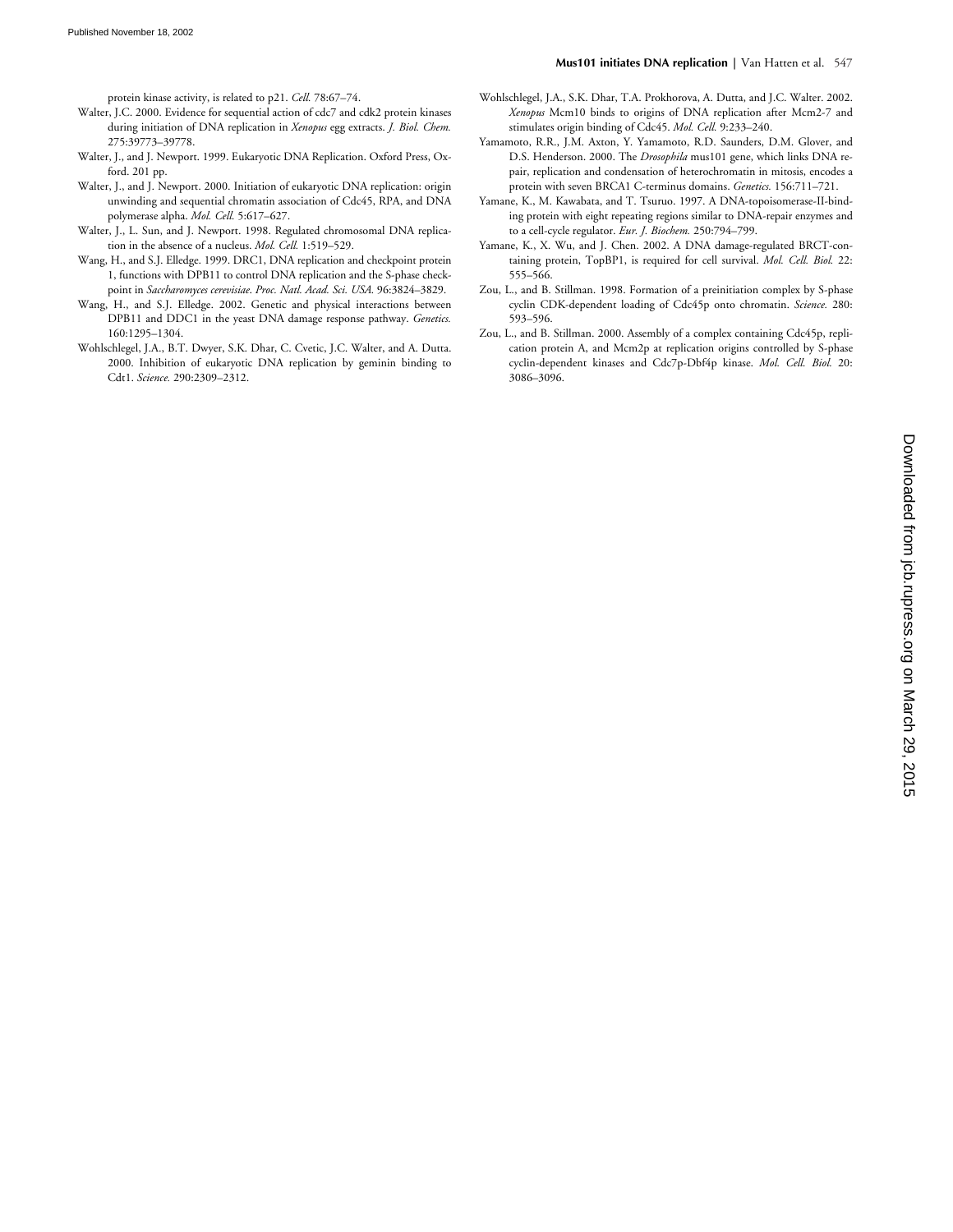protein kinase activity, is related to p21. *Cell.* 78:67–74.

Walter, J.C. 2000. Evidence for sequential action of cdc7 and cdk2 protein kinases during initiation of DNA replication in *Xenopus* egg extracts. *J. Biol. Chem.* 275:39773–39778.

Walter, J., and J. Newport. 1999. Eukaryotic DNA Replication. Oxford Press, Oxford. 201 pp.

Walter, J., and J. Newport. 2000. Initiation of eukaryotic DNA replication: origin unwinding and sequential chromatin association of Cdc45, RPA, and DNA polymerase alpha. *Mol. Cell.* 5:617–627.

Walter, J., L. Sun, and J. Newport. 1998. Regulated chromosomal DNA replication in the absence of a nucleus. *Mol. Cell.* 1:519–529.

Wang, H., and S.J. Elledge. 1999. DRC1, DNA replication and checkpoint protein 1, functions with DPB11 to control DNA replication and the S-phase checkpoint in *Saccharomyces cerevisiae*. *Proc. Natl. Acad. Sci. USA.* 96:3824–3829.

Wang, H., and S.J. Elledge. 2002. Genetic and physical interactions between DPB11 and DDC1 in the yeast DNA damage response pathway. *Genetics.* 160:1295–1304.

Wohlschlegel, J.A., B.T. Dwyer, S.K. Dhar, C. Cvetic, J.C. Walter, and A. Dutta. 2000. Inhibition of eukaryotic DNA replication by geminin binding to Cdt1. *Science.* 290:2309–2312.

Wohlschlegel, J.A., S.K. Dhar, T.A. Prokhorova, A. Dutta, and J.C. Walter. 2002. *Xenopus* Mcm10 binds to origins of DNA replication after Mcm2-7 and stimulates origin binding of Cdc45. *Mol. Cell.* 9:233–240.

Yamamoto, R.R., J.M. Axton, Y. Yamamoto, R.D. Saunders, D.M. Glover, and D.S. Henderson. 2000. The *Drosophila* mus101 gene, which links DNA repair, replication and condensation of heterochromatin in mitosis, encodes a protein with seven BRCA1 C-terminus domains. *Genetics.* 156:711–721.

Yamane, K., M. Kawabata, and T. Tsuruo. 1997. A DNA-topoisomerase-II-binding protein with eight repeating regions similar to DNA-repair enzymes and to a cell-cycle regulator. *Eur. J. Biochem.* 250:794–799.

Yamane, K., X. Wu, and J. Chen. 2002. A DNA damage-regulated BRCT-containing protein, TopBP1, is required for cell survival. *Mol. Cell. Biol.* 22: 555–566.

Zou, L., and B. Stillman. 1998. Formation of a preinitiation complex by S-phase cyclin CDK-dependent loading of Cdc45p onto chromatin. *Science.* 280: 593–596.

Zou, L., and B. Stillman. 2000. Assembly of a complex containing Cdc45p, replication protein A, and Mcm2p at replication origins controlled by S-phase cyclin-dependent kinases and Cdc7p-Dbf4p kinase. *Mol. Cell. Biol.* 20: 3086–3096.